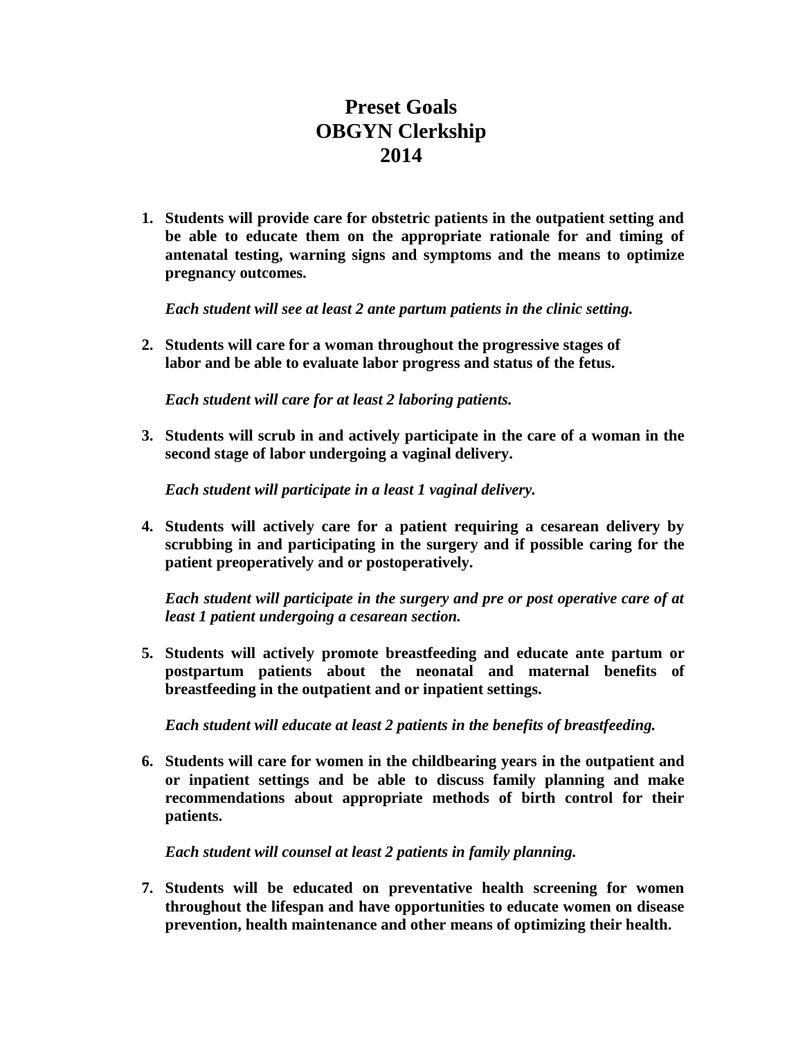# Preset Goals
# OBGYN Clerkship
# 2014

1. **Students will provide care for obstetric patients in the outpatient setting and be able to educate them on the appropriate rationale for and timing of antenatal testing, warning signs and symptoms and the means to optimize pregnancy outcomes.**

   ***Each student will see at least 2 ante partum patients in the clinic setting.***

2. **Students will care for a woman throughout the progressive stages of labor and be able to evaluate labor progress and status of the fetus.**

   ***Each student will care for at least 2 laboring patients.***

3. **Students will scrub in and actively participate in the care of a woman in the second stage of labor undergoing a vaginal delivery.**

   ***Each student will participate in a least 1 vaginal delivery.***

4. **Students will actively care for a patient requiring a cesarean delivery by scrubbing in and participating in the surgery and if possible caring for the patient preoperatively and or postoperatively.**

   ***Each student will participate in the surgery and pre or post operative care of at least 1 patient undergoing a cesarean section.***

5. **Students will actively promote breastfeeding and educate ante partum or postpartum patients about the neonatal and maternal benefits of breastfeeding in the outpatient and or inpatient settings.**

   ***Each student will educate at least 2 patients in the benefits of breastfeeding.***

6. **Students will care for women in the childbearing years in the outpatient and or inpatient settings and be able to discuss family planning and make recommendations about appropriate methods of birth control for their patients.**

   ***Each student will counsel at least 2 patients in family planning.***

7. **Students will be educated on preventative health screening for women throughout the lifespan and have opportunities to educate women on disease prevention, health maintenance and other means of optimizing their health.**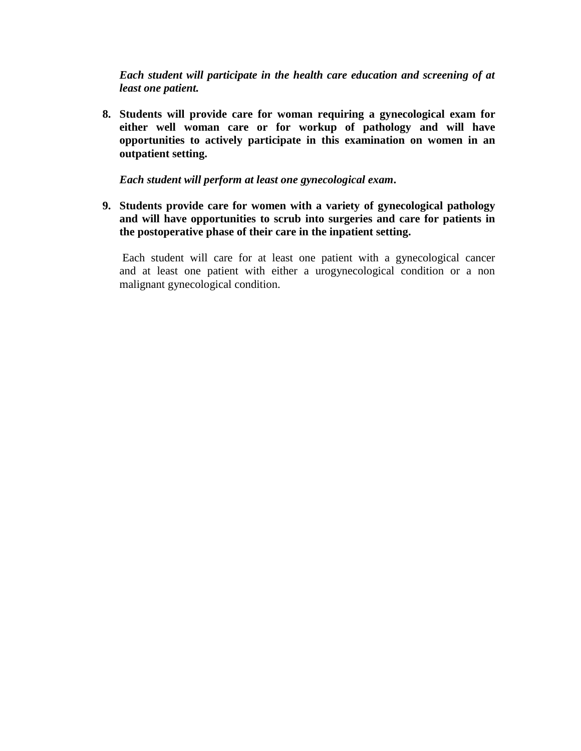***Each student will participate in the health care education and screening of at least one patient.***

8. **Students will provide care for woman requiring a gynecological exam for either well woman care or for workup of pathology and will have opportunities to actively participate in this examination on women in an outpatient setting.**

   ***Each student will perform at least one gynecological exam*.**

9. **Students provide care for women with a variety of gynecological pathology and will have opportunities to scrub into surgeries and care for patients in the postoperative phase of their care in the inpatient setting.**

   Each student will care for at least one patient with a gynecological cancer and at least one patient with either a urogynecological condition or a non malignant gynecological condition.